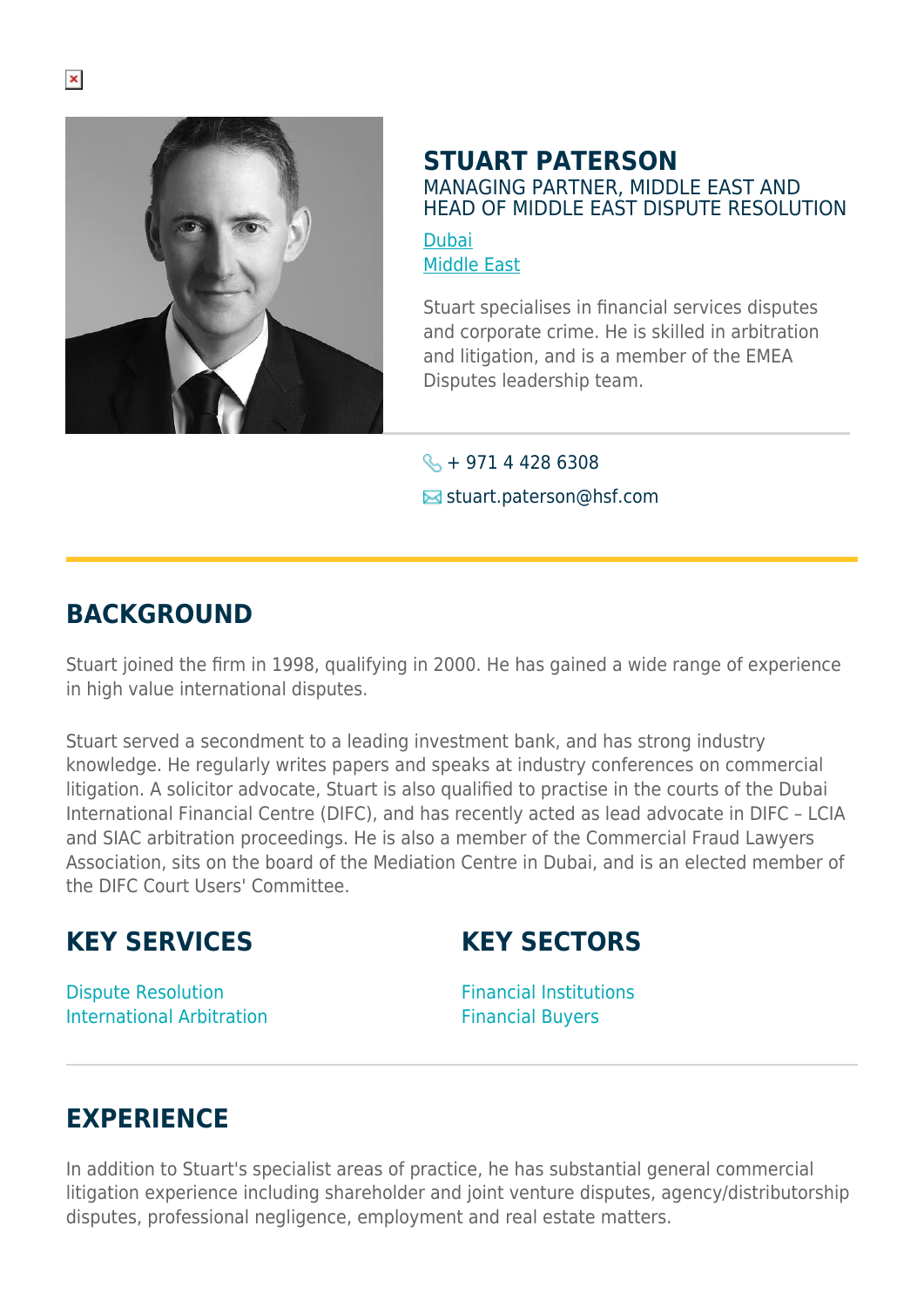# STUART PATERSON

MANAGING PARTNER, MIDDLE EAST AND
HEAD OF MIDDLE EAST DISPUTE RESOLUTION

Dubai
Middle East

Stuart specialises in financial services disputes and corporate crime. He is skilled in arbitration and litigation, and is a member of the EMEA Disputes leadership team.

+ 971 4 428 6308

stuart.paterson@hsf.com

## BACKGROUND

Stuart joined the firm in 1998, qualifying in 2000. He has gained a wide range of experience in high value international disputes.

Stuart served a secondment to a leading investment bank, and has strong industry knowledge. He regularly writes papers and speaks at industry conferences on commercial litigation. A solicitor advocate, Stuart is also qualified to practise in the courts of the Dubai International Financial Centre (DIFC), and has recently acted as lead advocate in DIFC – LCIA and SIAC arbitration proceedings. He is also a member of the Commercial Fraud Lawyers Association, sits on the board of the Mediation Centre in Dubai, and is an elected member of the DIFC Court Users' Committee.

## KEY SERVICES

Dispute Resolution
International Arbitration

## KEY SECTORS

Financial Institutions
Financial Buyers

## EXPERIENCE

In addition to Stuart's specialist areas of practice, he has substantial general commercial litigation experience including shareholder and joint venture disputes, agency/distributorship disputes, professional negligence, employment and real estate matters.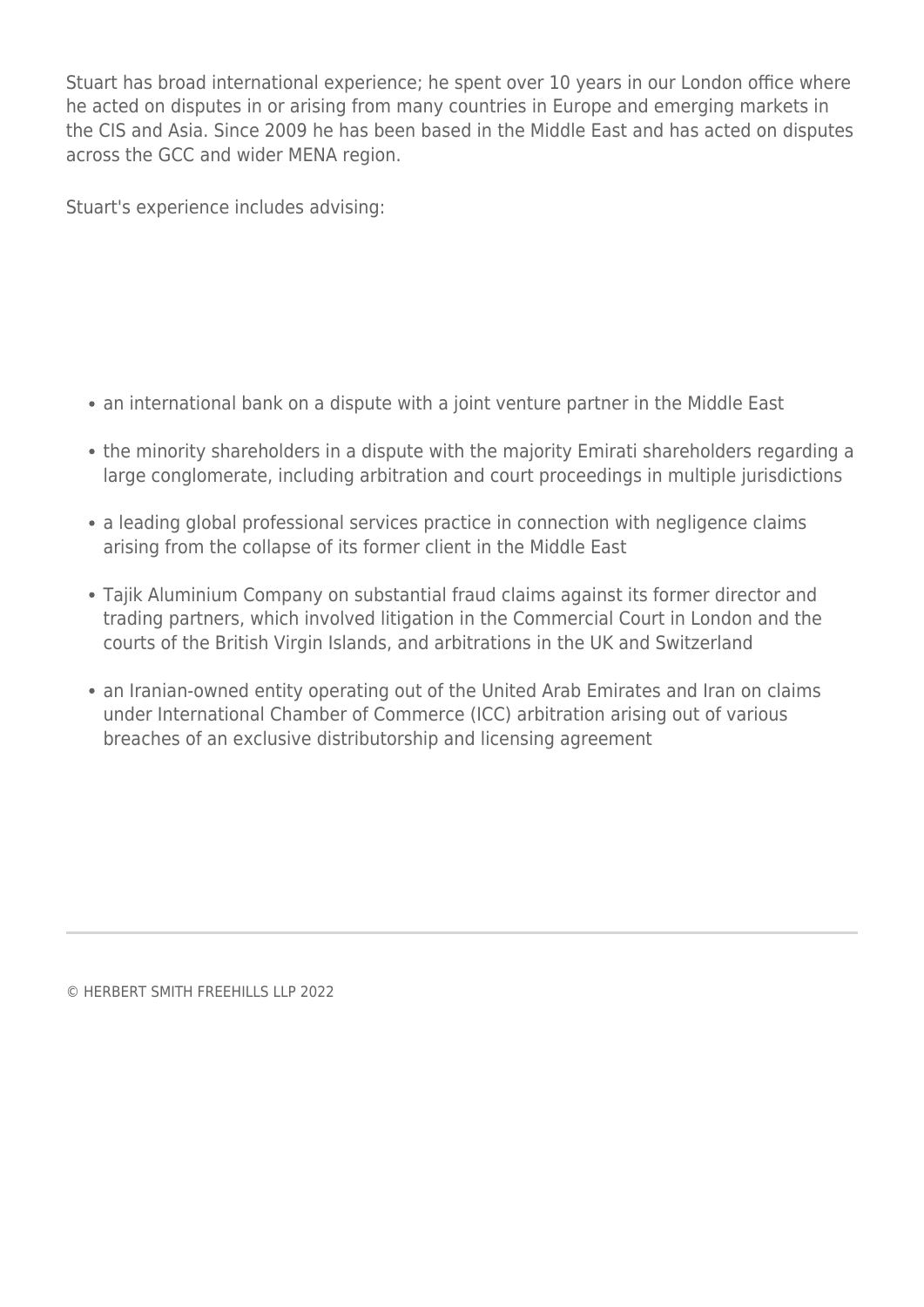Stuart has broad international experience; he spent over 10 years in our London office where he acted on disputes in or arising from many countries in Europe and emerging markets in the CIS and Asia. Since 2009 he has been based in the Middle East and has acted on disputes across the GCC and wider MENA region.

Stuart's experience includes advising:

- an international bank on a dispute with a joint venture partner in the Middle East
- the minority shareholders in a dispute with the majority Emirati shareholders regarding a large conglomerate, including arbitration and court proceedings in multiple jurisdictions
- a leading global professional services practice in connection with negligence claims arising from the collapse of its former client in the Middle East
- Tajik Aluminium Company on substantial fraud claims against its former director and trading partners, which involved litigation in the Commercial Court in London and the courts of the British Virgin Islands, and arbitrations in the UK and Switzerland
- an Iranian-owned entity operating out of the United Arab Emirates and Iran on claims under International Chamber of Commerce (ICC) arbitration arising out of various breaches of an exclusive distributorship and licensing agreement

© HERBERT SMITH FREEHILLS LLP 2022